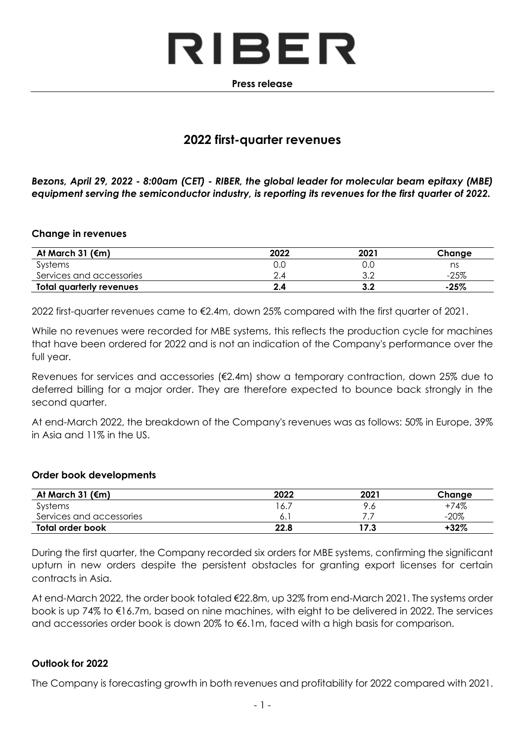# RIBER

**Press release**

## 2022 first-quarter revenues

***Bezons, April 29, 2022 - 8:00am (CET) - RIBER, the global leader for molecular beam epitaxy (MBE) equipment serving the semiconductor industry, is reporting its revenues for the first quarter of 2022.***

### Change in revenues

| At March 31 (€m) | 2022 | 2021 | Change |
|---|---|---|---|
| Systems | 0.0 | 0.0 | ns |
| Services and accessories | 2.4 | 3.2 | -25% |
| **Total quarterly revenues** | **2.4** | **3.2** | **-25%** |

2022 first-quarter revenues came to €2.4m, down 25% compared with the first quarter of 2021.

While no revenues were recorded for MBE systems, this reflects the production cycle for machines that have been ordered for 2022 and is not an indication of the Company's performance over the full year.

Revenues for services and accessories (€2.4m) show a temporary contraction, down 25% due to deferred billing for a major order. They are therefore expected to bounce back strongly in the second quarter.

At end-March 2022, the breakdown of the Company's revenues was as follows: 50% in Europe, 39% in Asia and 11% in the US.

### Order book developments

| At March 31 (€m) | 2022 | 2021 | Change |
|---|---|---|---|
| Systems | 16.7 | 9.6 | +74% |
| Services and accessories | 6.1 | 7.7 | -20% |
| **Total order book** | **22.8** | **17.3** | **+32%** |

During the first quarter, the Company recorded six orders for MBE systems, confirming the significant upturn in new orders despite the persistent obstacles for granting export licenses for certain contracts in Asia.

At end-March 2022, the order book totaled €22.8m, up 32% from end-March 2021. The systems order book is up 74% to €16.7m, based on nine machines, with eight to be delivered in 2022. The services and accessories order book is down 20% to €6.1m, faced with a high basis for comparison.

### Outlook for 2022

The Company is forecasting growth in both revenues and profitability for 2022 compared with 2021.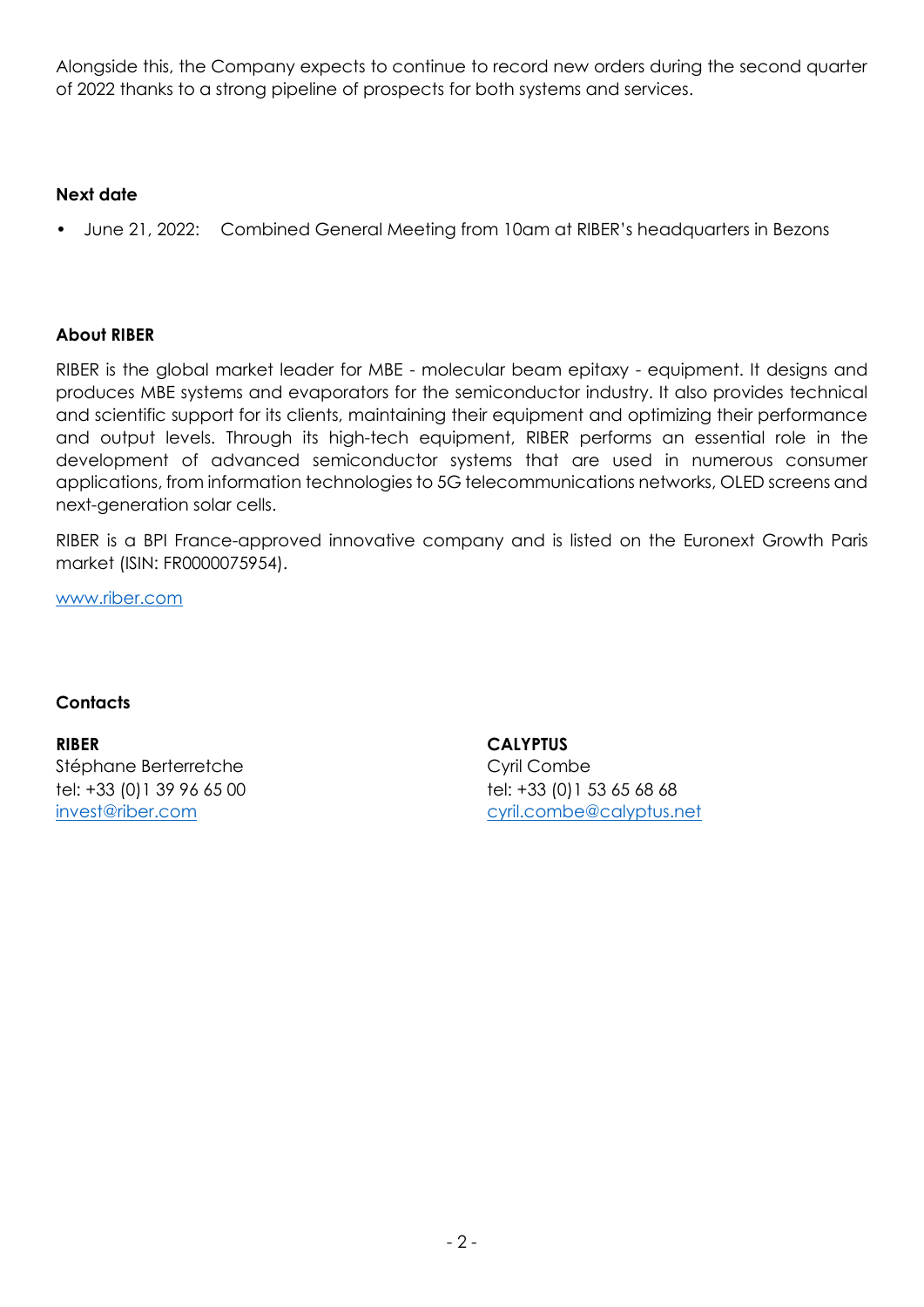Alongside this, the Company expects to continue to record new orders during the second quarter of 2022 thanks to a strong pipeline of prospects for both systems and services.

**Next date**

- June 21, 2022: Combined General Meeting from 10am at RIBER's headquarters in Bezons

**About RIBER**

RIBER is the global market leader for MBE - molecular beam epitaxy - equipment. It designs and produces MBE systems and evaporators for the semiconductor industry. It also provides technical and scientific support for its clients, maintaining their equipment and optimizing their performance and output levels. Through its high-tech equipment, RIBER performs an essential role in the development of advanced semiconductor systems that are used in numerous consumer applications, from information technologies to 5G telecommunications networks, OLED screens and next-generation solar cells.

RIBER is a BPI France-approved innovative company and is listed on the Euronext Growth Paris market (ISIN: FR0000075954).

www.riber.com

**Contacts**

**RIBER**
Stéphane Berterretche
tel: +33 (0)1 39 96 65 00
invest@riber.com

**CALYPTUS**
Cyril Combe
tel: +33 (0)1 53 65 68 68
cyril.combe@calyptus.net